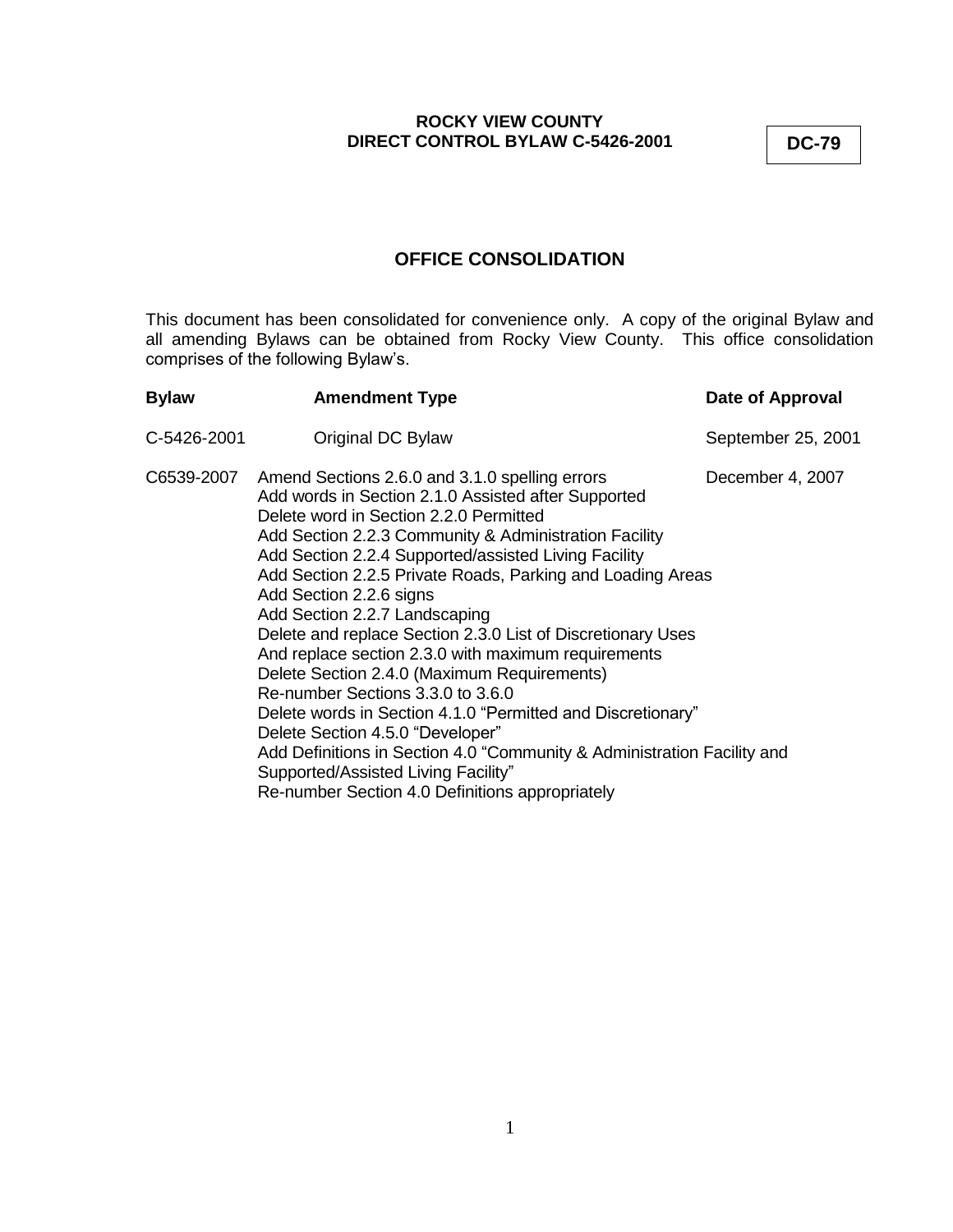**ROCKY VIEW COUNTY**
**DIRECT CONTROL BYLAW C-5426-2001**

**DC-79**

## OFFICE CONSOLIDATION

This document has been consolidated for convenience only. A copy of the original Bylaw and all amending Bylaws can be obtained from Rocky View County. This office consolidation comprises of the following Bylaw's.

| **Bylaw** | **Amendment Type** | **Date of Approval** |
|---|---|---|
| C-5426-2001 | Original DC Bylaw | September 25, 2001 |
| C6539-2007 | Amend Sections 2.6.0 and 3.1.0 spelling errors<br>Add words in Section 2.1.0 Assisted after Supported<br>Delete word in Section 2.2.0 Permitted<br>Add Section 2.2.3 Community & Administration Facility<br>Add Section 2.2.4 Supported/assisted Living Facility<br>Add Section 2.2.5 Private Roads, Parking and Loading Areas<br>Add Section 2.2.6 signs<br>Add Section 2.2.7 Landscaping<br>Delete and replace Section 2.3.0 List of Discretionary Uses<br>And replace section 2.3.0 with maximum requirements<br>Delete Section 2.4.0 (Maximum Requirements)<br>Re-number Sections 3.3.0 to 3.6.0<br>Delete words in Section 4.1.0 "Permitted and Discretionary"<br>Delete Section 4.5.0 "Developer"<br>Add Definitions in Section 4.0 "Community & Administration Facility and Supported/Assisted Living Facility"<br>Re-number Section 4.0 Definitions appropriately | December 4, 2007 |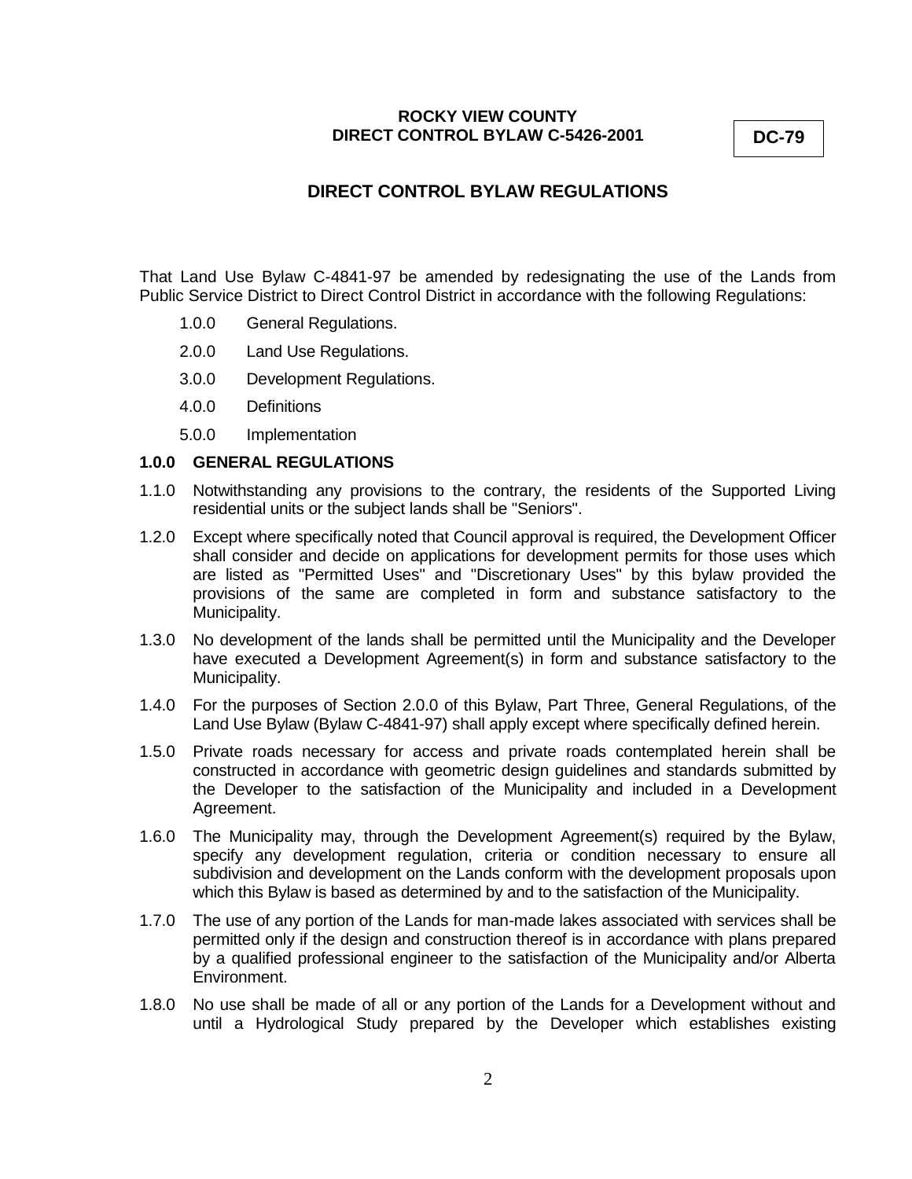**ROCKY VIEW COUNTY**
**DIRECT CONTROL BYLAW C-5426-2001**

**DC-79**

## DIRECT CONTROL BYLAW REGULATIONS

That Land Use Bylaw C-4841-97 be amended by redesignating the use of the Lands from Public Service District to Direct Control District in accordance with the following Regulations:

1.0.0 General Regulations.

2.0.0 Land Use Regulations.

3.0.0 Development Regulations.

4.0.0 Definitions

5.0.0 Implementation

### 1.0.0 GENERAL REGULATIONS

1.1.0 Notwithstanding any provisions to the contrary, the residents of the Supported Living residential units or the subject lands shall be "Seniors".

1.2.0 Except where specifically noted that Council approval is required, the Development Officer shall consider and decide on applications for development permits for those uses which are listed as "Permitted Uses" and "Discretionary Uses" by this bylaw provided the provisions of the same are completed in form and substance satisfactory to the Municipality.

1.3.0 No development of the lands shall be permitted until the Municipality and the Developer have executed a Development Agreement(s) in form and substance satisfactory to the Municipality.

1.4.0 For the purposes of Section 2.0.0 of this Bylaw, Part Three, General Regulations, of the Land Use Bylaw (Bylaw C-4841-97) shall apply except where specifically defined herein.

1.5.0 Private roads necessary for access and private roads contemplated herein shall be constructed in accordance with geometric design guidelines and standards submitted by the Developer to the satisfaction of the Municipality and included in a Development Agreement.

1.6.0 The Municipality may, through the Development Agreement(s) required by the Bylaw, specify any development regulation, criteria or condition necessary to ensure all subdivision and development on the Lands conform with the development proposals upon which this Bylaw is based as determined by and to the satisfaction of the Municipality.

1.7.0 The use of any portion of the Lands for man-made lakes associated with services shall be permitted only if the design and construction thereof is in accordance with plans prepared by a qualified professional engineer to the satisfaction of the Municipality and/or Alberta Environment.

1.8.0 No use shall be made of all or any portion of the Lands for a Development without and until a Hydrological Study prepared by the Developer which establishes existing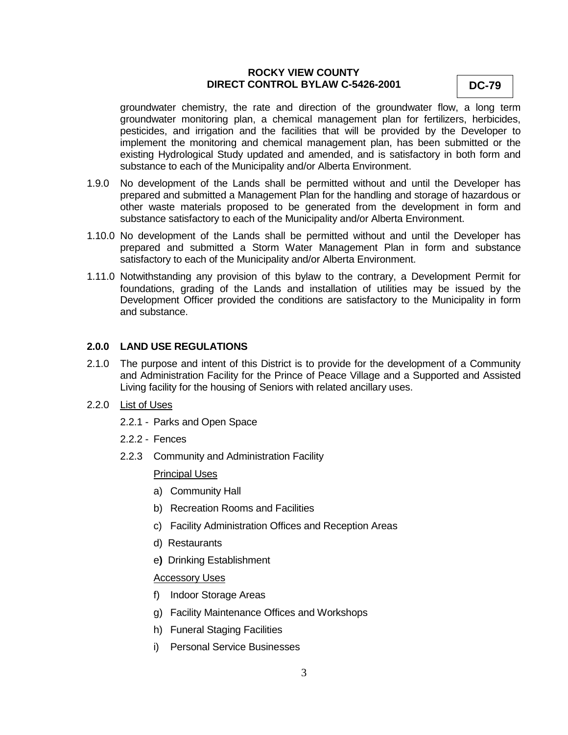groundwater chemistry, the rate and direction of the groundwater flow, a long term groundwater monitoring plan, a chemical management plan for fertilizers, herbicides, pesticides, and irrigation and the facilities that will be provided by the Developer to implement the monitoring and chemical management plan, has been submitted or the existing Hydrological Study updated and amended, and is satisfactory in both form and substance to each of the Municipality and/or Alberta Environment.

1.9.0 No development of the Lands shall be permitted without and until the Developer has prepared and submitted a Management Plan for the handling and storage of hazardous or other waste materials proposed to be generated from the development in form and substance satisfactory to each of the Municipality and/or Alberta Environment.

1.10.0 No development of the Lands shall be permitted without and until the Developer has prepared and submitted a Storm Water Management Plan in form and substance satisfactory to each of the Municipality and/or Alberta Environment.

1.11.0 Notwithstanding any provision of this bylaw to the contrary, a Development Permit for foundations, grading of the Lands and installation of utilities may be issued by the Development Officer provided the conditions are satisfactory to the Municipality in form and substance.

**2.0.0 LAND USE REGULATIONS**

2.1.0 The purpose and intent of this District is to provide for the development of a Community and Administration Facility for the Prince of Peace Village and a Supported and Assisted Living facility for the housing of Seniors with related ancillary uses.

2.2.0 List of Uses

- 2.2.1 - Parks and Open Space
- 2.2.2 - Fences
- 2.2.3 Community and Administration Facility

  Principal Uses

  - a) Community Hall
  - b) Recreation Rooms and Facilities
  - c) Facility Administration Offices and Reception Areas
  - d) Restaurants
  - e**)** Drinking Establishment

  Accessory Uses

  - f) Indoor Storage Areas
  - g) Facility Maintenance Offices and Workshops
  - h) Funeral Staging Facilities
  - i) Personal Service Businesses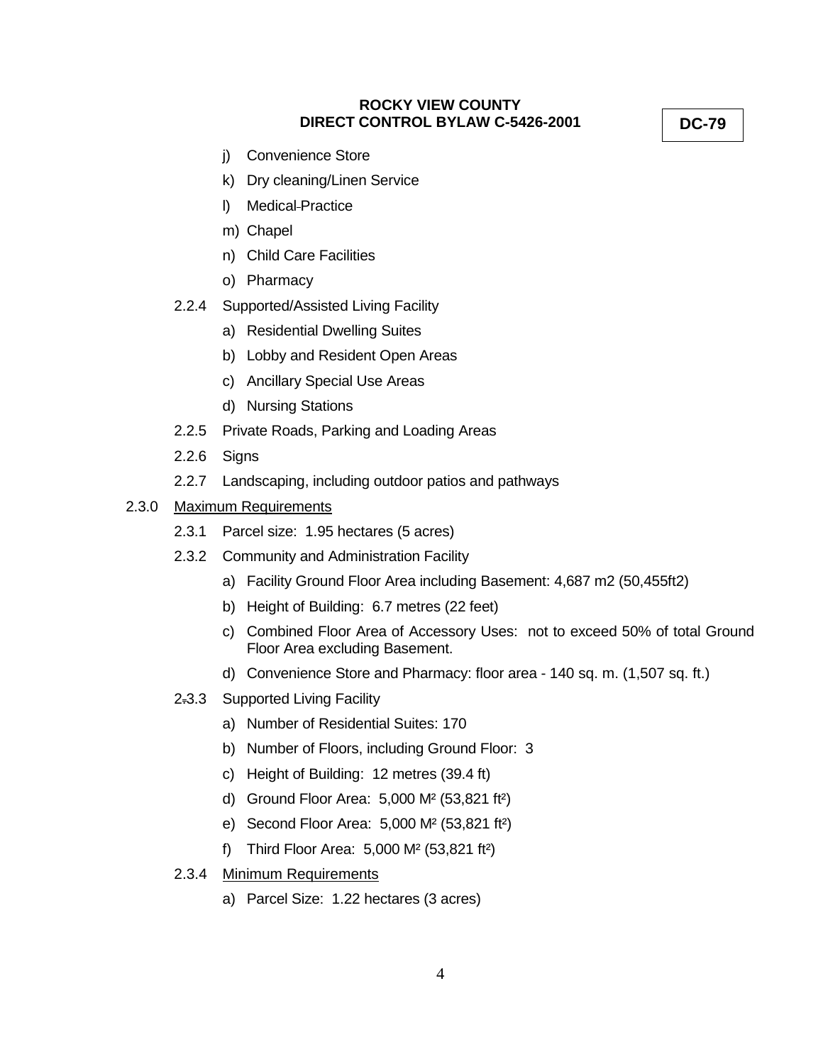j) Convenience Store

k) Dry cleaning/Linen Service

l) Medical Practice

m) Chapel

n) Child Care Facilities

o) Pharmacy

2.2.4 Supported/Assisted Living Facility

a) Residential Dwelling Suites

b) Lobby and Resident Open Areas

c) Ancillary Special Use Areas

d) Nursing Stations

2.2.5 Private Roads, Parking and Loading Areas

2.2.6 Signs

2.2.7 Landscaping, including outdoor patios and pathways

2.3.0 Maximum Requirements

2.3.1 Parcel size: 1.95 hectares (5 acres)

2.3.2 Community and Administration Facility

a) Facility Ground Floor Area including Basement: 4,687 m2 (50,455ft2)

b) Height of Building: 6.7 metres (22 feet)

c) Combined Floor Area of Accessory Uses: not to exceed 50% of total Ground Floor Area excluding Basement.

d) Convenience Store and Pharmacy: floor area - 140 sq. m. (1,507 sq. ft.)

2.3.3 Supported Living Facility

a) Number of Residential Suites: 170

b) Number of Floors, including Ground Floor: 3

c) Height of Building: 12 metres (39.4 ft)

d) Ground Floor Area: 5,000 $M^2$ (53,821 $ft^2$)

e) Second Floor Area: 5,000 $M^2$ (53,821 $ft^2$)

f) Third Floor Area: 5,000 $M^2$ (53,821 $ft^2$)

2.3.4 Minimum Requirements

a) Parcel Size: 1.22 hectares (3 acres)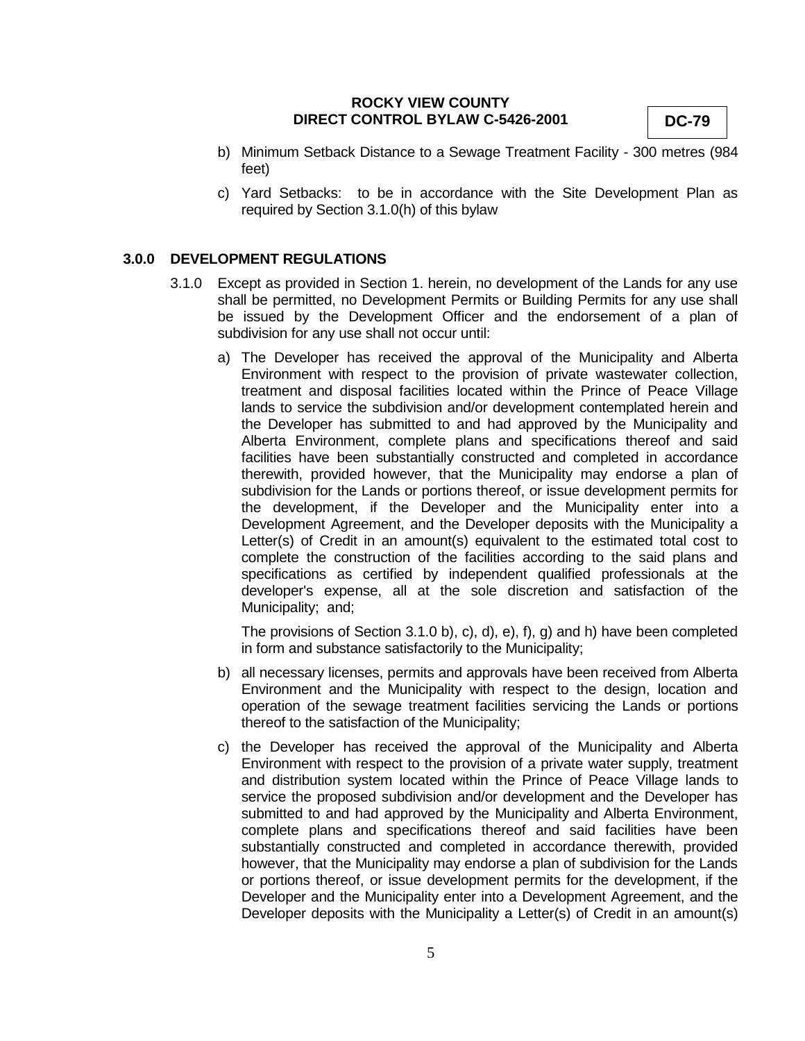b) Minimum Setback Distance to a Sewage Treatment Facility - 300 metres (984 feet)

c) Yard Setbacks: to be in accordance with the Site Development Plan as required by Section 3.1.0(h) of this bylaw

## 3.0.0 DEVELOPMENT REGULATIONS

3.1.0 Except as provided in Section 1. herein, no development of the Lands for any use shall be permitted, no Development Permits or Building Permits for any use shall be issued by the Development Officer and the endorsement of a plan of subdivision for any use shall not occur until:

a) The Developer has received the approval of the Municipality and Alberta Environment with respect to the provision of private wastewater collection, treatment and disposal facilities located within the Prince of Peace Village lands to service the subdivision and/or development contemplated herein and the Developer has submitted to and had approved by the Municipality and Alberta Environment, complete plans and specifications thereof and said facilities have been substantially constructed and completed in accordance therewith, provided however, that the Municipality may endorse a plan of subdivision for the Lands or portions thereof, or issue development permits for the development, if the Developer and the Municipality enter into a Development Agreement, and the Developer deposits with the Municipality a Letter(s) of Credit in an amount(s) equivalent to the estimated total cost to complete the construction of the facilities according to the said plans and specifications as certified by independent qualified professionals at the developer's expense, all at the sole discretion and satisfaction of the Municipality; and;

   The provisions of Section 3.1.0 b), c), d), e), f), g) and h) have been completed in form and substance satisfactorily to the Municipality;

b) all necessary licenses, permits and approvals have been received from Alberta Environment and the Municipality with respect to the design, location and operation of the sewage treatment facilities servicing the Lands or portions thereof to the satisfaction of the Municipality;

c) the Developer has received the approval of the Municipality and Alberta Environment with respect to the provision of a private water supply, treatment and distribution system located within the Prince of Peace Village lands to service the proposed subdivision and/or development and the Developer has submitted to and had approved by the Municipality and Alberta Environment, complete plans and specifications thereof and said facilities have been substantially constructed and completed in accordance therewith, provided however, that the Municipality may endorse a plan of subdivision for the Lands or portions thereof, or issue development permits for the development, if the Developer and the Municipality enter into a Development Agreement, and the Developer deposits with the Municipality a Letter(s) of Credit in an amount(s)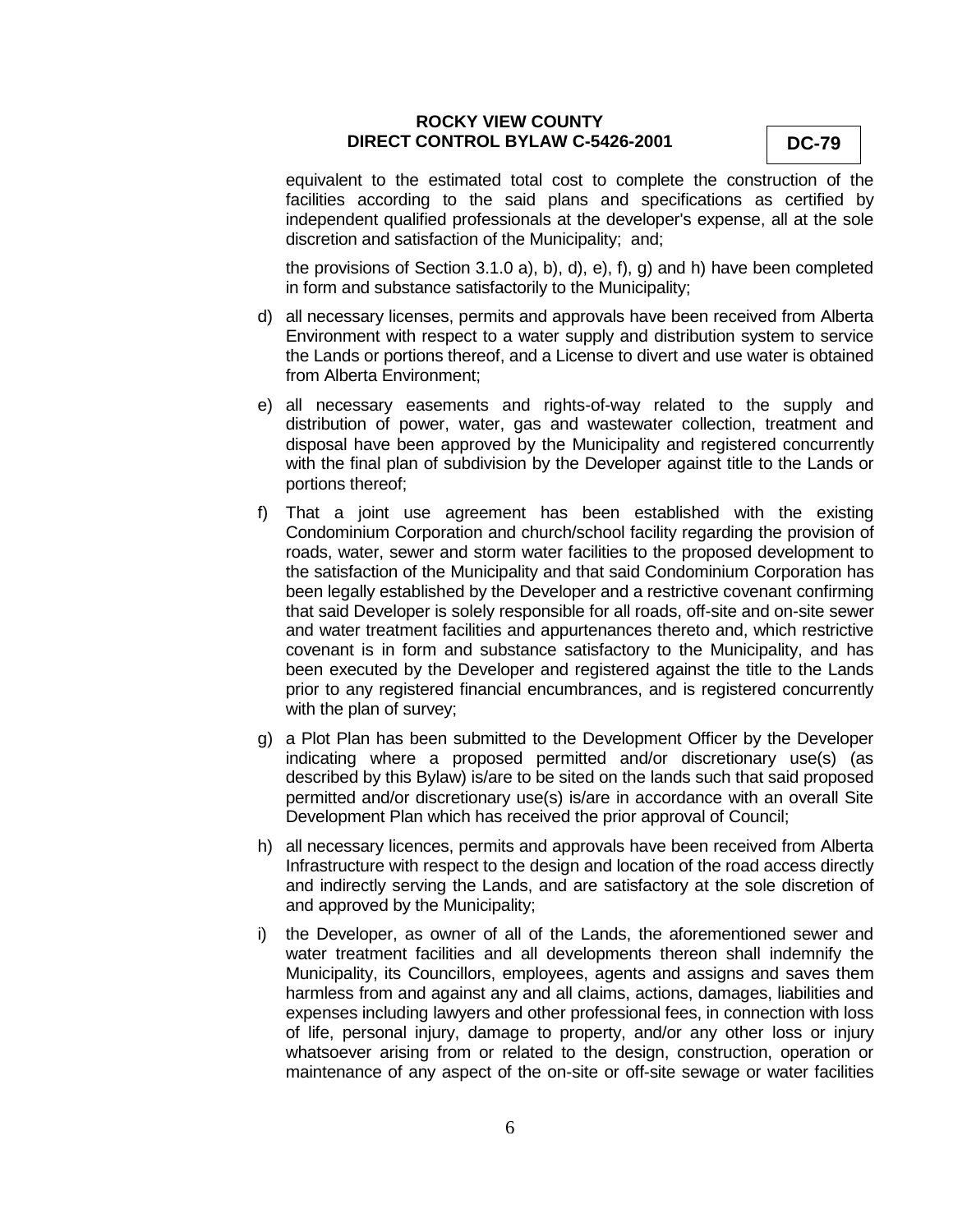equivalent to the estimated total cost to complete the construction of the facilities according to the said plans and specifications as certified by independent qualified professionals at the developer's expense, all at the sole discretion and satisfaction of the Municipality; and;

the provisions of Section 3.1.0 a), b), d), e), f), g) and h) have been completed in form and substance satisfactorily to the Municipality;

d) all necessary licenses, permits and approvals have been received from Alberta Environment with respect to a water supply and distribution system to service the Lands or portions thereof, and a License to divert and use water is obtained from Alberta Environment;

e) all necessary easements and rights-of-way related to the supply and distribution of power, water, gas and wastewater collection, treatment and disposal have been approved by the Municipality and registered concurrently with the final plan of subdivision by the Developer against title to the Lands or portions thereof;

f) That a joint use agreement has been established with the existing Condominium Corporation and church/school facility regarding the provision of roads, water, sewer and storm water facilities to the proposed development to the satisfaction of the Municipality and that said Condominium Corporation has been legally established by the Developer and a restrictive covenant confirming that said Developer is solely responsible for all roads, off-site and on-site sewer and water treatment facilities and appurtenances thereto and, which restrictive covenant is in form and substance satisfactory to the Municipality, and has been executed by the Developer and registered against the title to the Lands prior to any registered financial encumbrances, and is registered concurrently with the plan of survey;

g) a Plot Plan has been submitted to the Development Officer by the Developer indicating where a proposed permitted and/or discretionary use(s) (as described by this Bylaw) is/are to be sited on the lands such that said proposed permitted and/or discretionary use(s) is/are in accordance with an overall Site Development Plan which has received the prior approval of Council;

h) all necessary licences, permits and approvals have been received from Alberta Infrastructure with respect to the design and location of the road access directly and indirectly serving the Lands, and are satisfactory at the sole discretion of and approved by the Municipality;

i) the Developer, as owner of all of the Lands, the aforementioned sewer and water treatment facilities and all developments thereon shall indemnify the Municipality, its Councillors, employees, agents and assigns and saves them harmless from and against any and all claims, actions, damages, liabilities and expenses including lawyers and other professional fees, in connection with loss of life, personal injury, damage to property, and/or any other loss or injury whatsoever arising from or related to the design, construction, operation or maintenance of any aspect of the on-site or off-site sewage or water facilities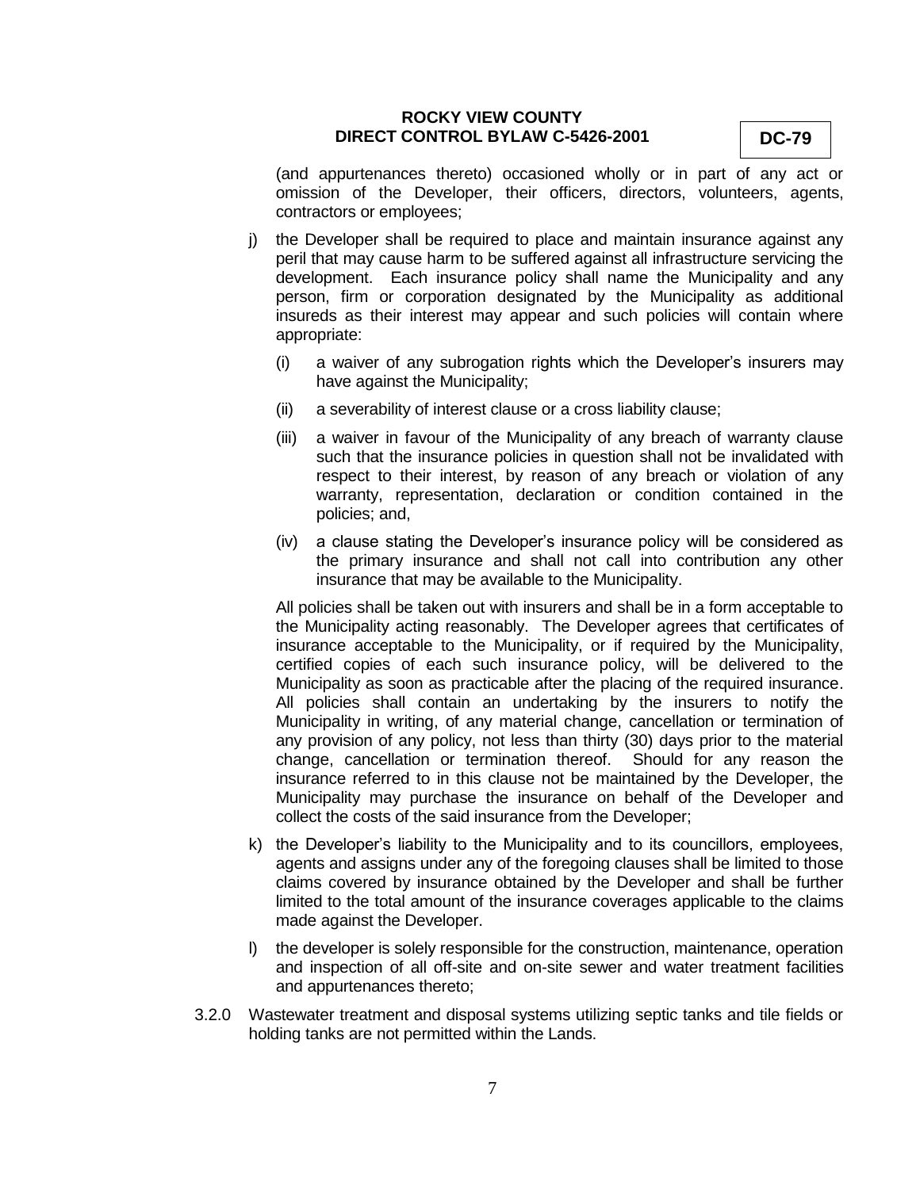(and appurtenances thereto) occasioned wholly or in part of any act or omission of the Developer, their officers, directors, volunteers, agents, contractors or employees;

j) the Developer shall be required to place and maintain insurance against any peril that may cause harm to be suffered against all infrastructure servicing the development. Each insurance policy shall name the Municipality and any person, firm or corporation designated by the Municipality as additional insureds as their interest may appear and such policies will contain where appropriate:

   (i) a waiver of any subrogation rights which the Developer's insurers may have against the Municipality;

   (ii) a severability of interest clause or a cross liability clause;

   (iii) a waiver in favour of the Municipality of any breach of warranty clause such that the insurance policies in question shall not be invalidated with respect to their interest, by reason of any breach or violation of any warranty, representation, declaration or condition contained in the policies; and,

   (iv) a clause stating the Developer's insurance policy will be considered as the primary insurance and shall not call into contribution any other insurance that may be available to the Municipality.

   All policies shall be taken out with insurers and shall be in a form acceptable to the Municipality acting reasonably. The Developer agrees that certificates of insurance acceptable to the Municipality, or if required by the Municipality, certified copies of each such insurance policy, will be delivered to the Municipality as soon as practicable after the placing of the required insurance. All policies shall contain an undertaking by the insurers to notify the Municipality in writing, of any material change, cancellation or termination of any provision of any policy, not less than thirty (30) days prior to the material change, cancellation or termination thereof. Should for any reason the insurance referred to in this clause not be maintained by the Developer, the Municipality may purchase the insurance on behalf of the Developer and collect the costs of the said insurance from the Developer;

k) the Developer's liability to the Municipality and to its councillors, employees, agents and assigns under any of the foregoing clauses shall be limited to those claims covered by insurance obtained by the Developer and shall be further limited to the total amount of the insurance coverages applicable to the claims made against the Developer.

l) the developer is solely responsible for the construction, maintenance, operation and inspection of all off-site and on-site sewer and water treatment facilities and appurtenances thereto;

3.2.0 Wastewater treatment and disposal systems utilizing septic tanks and tile fields or holding tanks are not permitted within the Lands.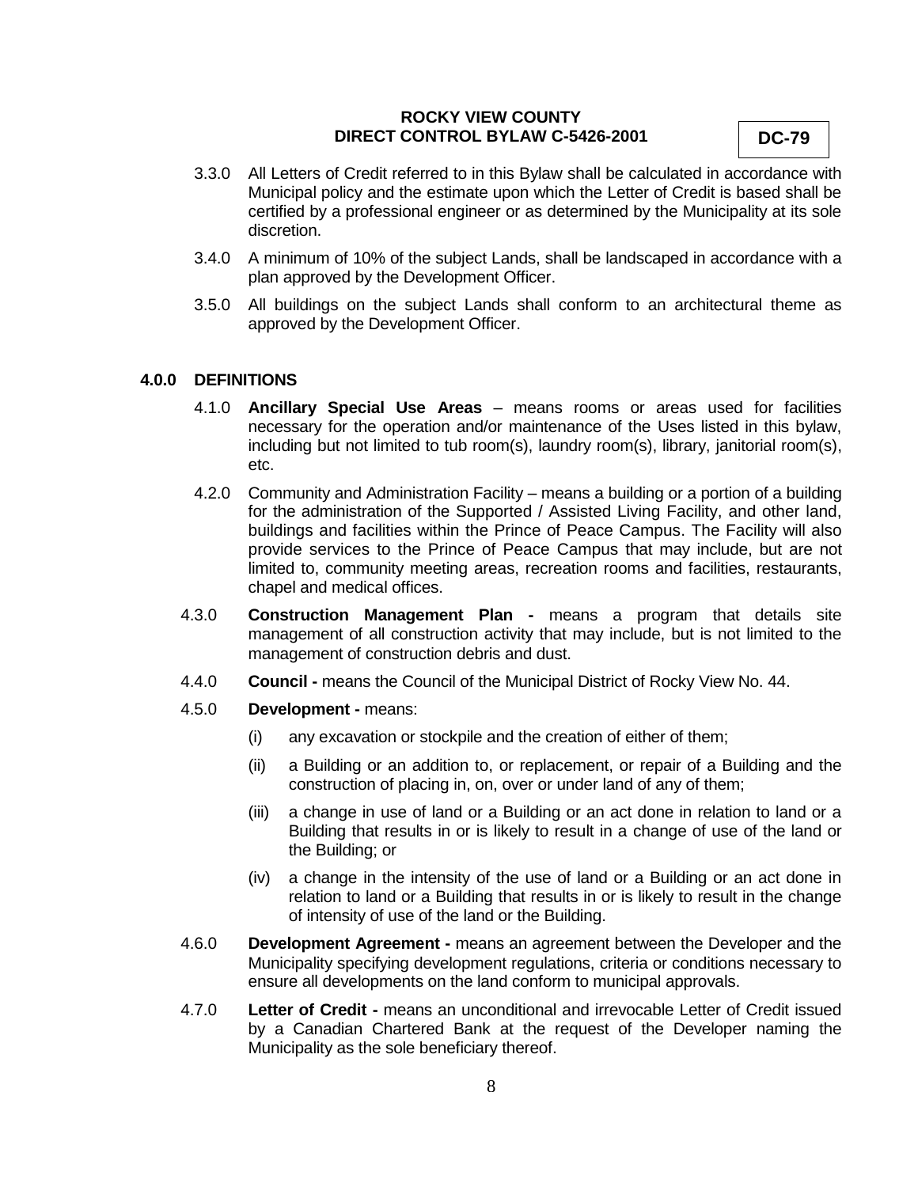3.3.0 All Letters of Credit referred to in this Bylaw shall be calculated in accordance with Municipal policy and the estimate upon which the Letter of Credit is based shall be certified by a professional engineer or as determined by the Municipality at its sole discretion.

3.4.0 A minimum of 10% of the subject Lands, shall be landscaped in accordance with a plan approved by the Development Officer.

3.5.0 All buildings on the subject Lands shall conform to an architectural theme as approved by the Development Officer.

## 4.0.0 DEFINITIONS

4.1.0 **Ancillary Special Use Areas** – means rooms or areas used for facilities necessary for the operation and/or maintenance of the Uses listed in this bylaw, including but not limited to tub room(s), laundry room(s), library, janitorial room(s), etc.

4.2.0 Community and Administration Facility – means a building or a portion of a building for the administration of the Supported / Assisted Living Facility, and other land, buildings and facilities within the Prince of Peace Campus. The Facility will also provide services to the Prince of Peace Campus that may include, but are not limited to, community meeting areas, recreation rooms and facilities, restaurants, chapel and medical offices.

4.3.0 **Construction Management Plan -** means a program that details site management of all construction activity that may include, but is not limited to the management of construction debris and dust.

4.4.0 **Council -** means the Council of the Municipal District of Rocky View No. 44.

4.5.0 **Development -** means:

(i) any excavation or stockpile and the creation of either of them;

(ii) a Building or an addition to, or replacement, or repair of a Building and the construction of placing in, on, over or under land of any of them;

(iii) a change in use of land or a Building or an act done in relation to land or a Building that results in or is likely to result in a change of use of the land or the Building; or

(iv) a change in the intensity of the use of land or a Building or an act done in relation to land or a Building that results in or is likely to result in the change of intensity of use of the land or the Building.

4.6.0 **Development Agreement -** means an agreement between the Developer and the Municipality specifying development regulations, criteria or conditions necessary to ensure all developments on the land conform to municipal approvals.

4.7.0 **Letter of Credit -** means an unconditional and irrevocable Letter of Credit issued by a Canadian Chartered Bank at the request of the Developer naming the Municipality as the sole beneficiary thereof.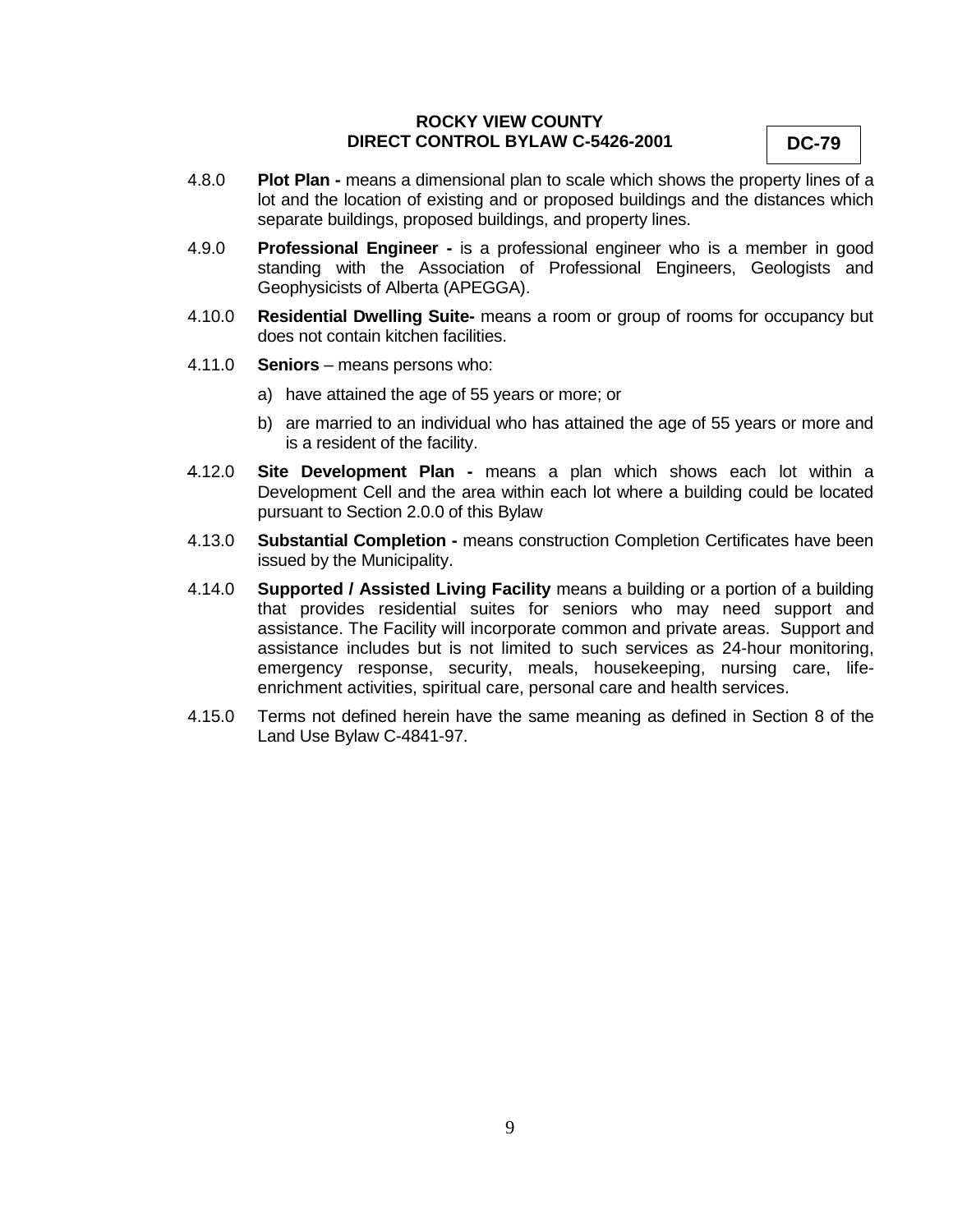4.8.0 **Plot Plan -** means a dimensional plan to scale which shows the property lines of a lot and the location of existing and or proposed buildings and the distances which separate buildings, proposed buildings, and property lines.

4.9.0 **Professional Engineer -** is a professional engineer who is a member in good standing with the Association of Professional Engineers, Geologists and Geophysicists of Alberta (APEGGA).

4.10.0 **Residential Dwelling Suite-** means a room or group of rooms for occupancy but does not contain kitchen facilities.

4.11.0 **Seniors** – means persons who:

a) have attained the age of 55 years or more; or

b) are married to an individual who has attained the age of 55 years or more and is a resident of the facility.

4.12.0 **Site Development Plan -** means a plan which shows each lot within a Development Cell and the area within each lot where a building could be located pursuant to Section 2.0.0 of this Bylaw

4.13.0 **Substantial Completion -** means construction Completion Certificates have been issued by the Municipality.

4.14.0 **Supported / Assisted Living Facility** means a building or a portion of a building that provides residential suites for seniors who may need support and assistance. The Facility will incorporate common and private areas. Support and assistance includes but is not limited to such services as 24-hour monitoring, emergency response, security, meals, housekeeping, nursing care, life-enrichment activities, spiritual care, personal care and health services.

4.15.0 Terms not defined herein have the same meaning as defined in Section 8 of the Land Use Bylaw C-4841-97.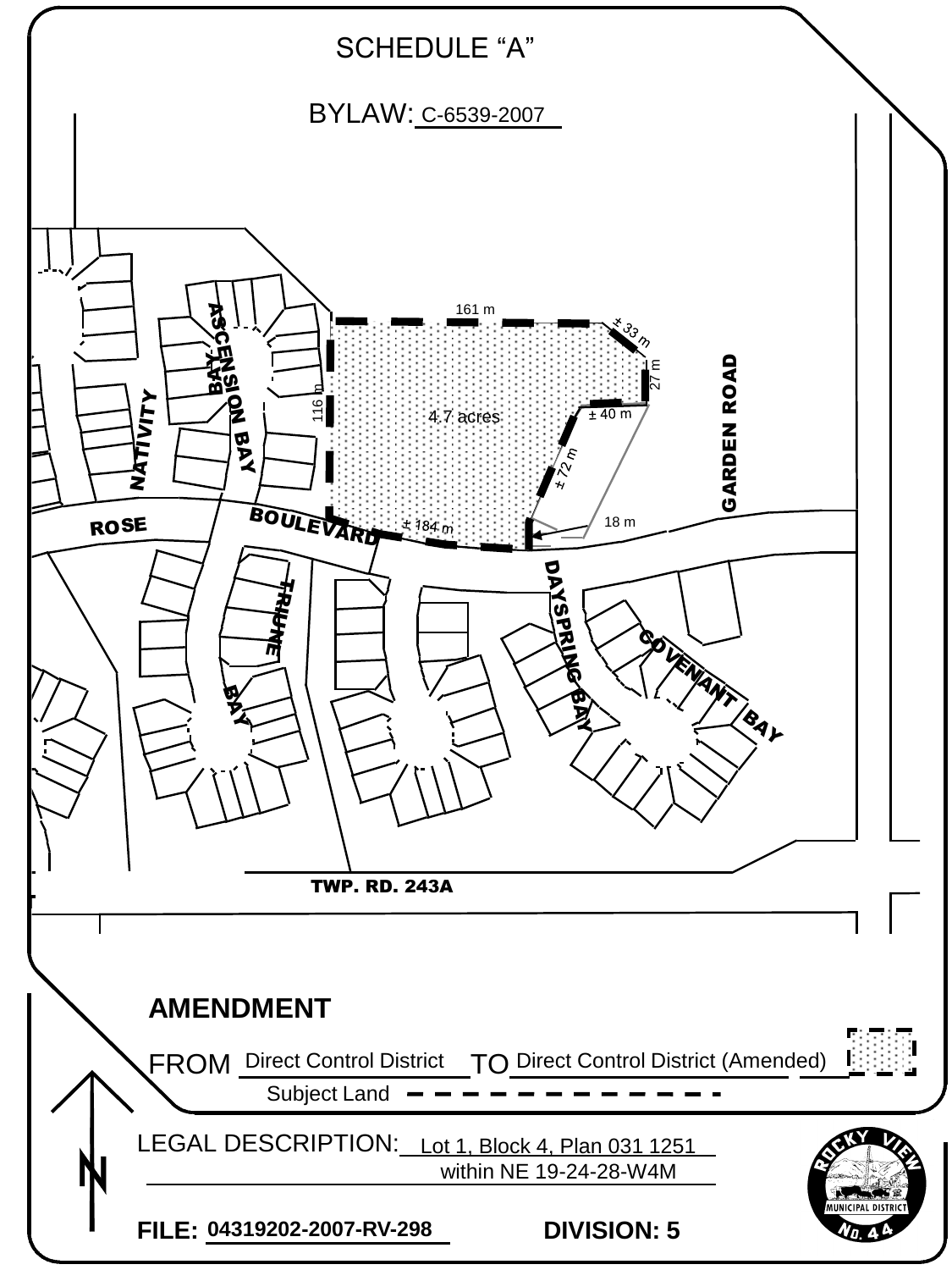# SCHEDULE "A"

BYLAW: C-6539-2007

161 m

± 33 m

27 m

116 m

4.7 acres

± 40 m

± 72 m

18 m

± 184 m

ASCENSION BAY

NATIVITY BAY

GARDEN ROAD

ROSE BOULEVARD

TRIUNE BAY

DAYSPRING BAY

COVENANT BAY

TWP. RD. 243A

**AMENDMENT**

FROM Direct Control District TO Direct Control District (Amended)

Subject Land

LEGAL DESCRIPTION: Lot 1, Block 4, Plan 031 1251 within NE 19-24-28-W4M

**FILE: 04319202-2007-RV-298** **DIVISION: 5**

ROCKY VIEW MUNICIPAL DISTRICT NO. 44